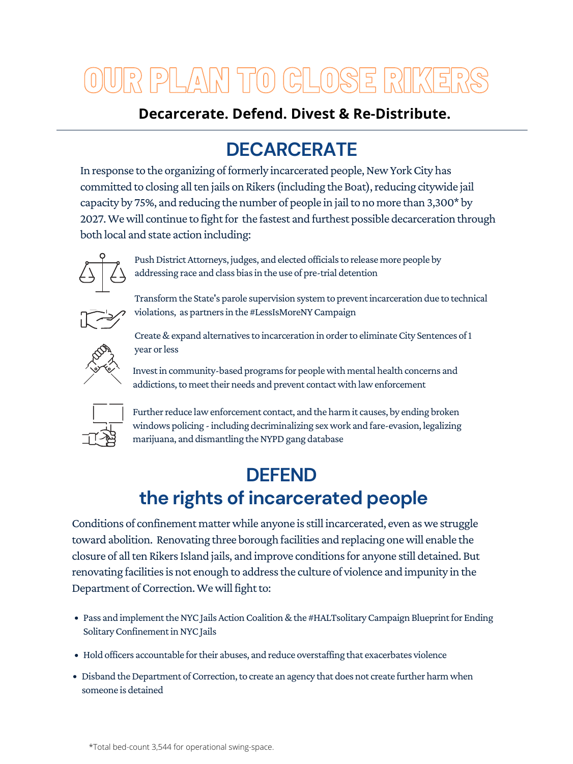# OUR PLAN TO CLOSE RIKERS

**Decarcerate. Defend. Divest & Re-Distribute.**

---

## DECARCERATE

In response to the organizing of formerly incarcerated people, New York City has committed to closing all ten jails on Rikers (including the Boat), reducing citywide jail capacity by 75%, and reducing the number of people in jail to no more than 3,300* by 2027. We will continue to fight for the fastest and furthest possible decarceration through both local and state action including:

- Push District Attorneys, judges, and elected officials to release more people by addressing race and class bias in the use of pre-trial detention
- Transform the State's parole supervision system to prevent incarceration due to technical violations, as partners in the #LessIsMoreNY Campaign
- Create & expand alternatives to incarceration in order to eliminate City Sentences of 1 year or less
- Invest in community-based programs for people with mental health concerns and addictions, to meet their needs and prevent contact with law enforcement
- Further reduce law enforcement contact, and the harm it causes, by ending broken windows policing - including decriminalizing sex work and fare-evasion, legalizing marijuana, and dismantling the NYPD gang database

## DEFEND
## the rights of incarcerated people

Conditions of confinement matter while anyone is still incarcerated, even as we struggle toward abolition. Renovating three borough facilities and replacing one will enable the closure of all ten Rikers Island jails, and improve conditions for anyone still detained. But renovating facilities is not enough to address the culture of violence and impunity in the Department of Correction. We will fight to:

- Pass and implement the NYC Jails Action Coalition & the #HALTsolitary Campaign Blueprint for Ending Solitary Confinement in NYC Jails
- Hold officers accountable for their abuses, and reduce overstaffing that exacerbates violence
- Disband the Department of Correction, to create an agency that does not create further harm when someone is detained

*Total bed-count 3,544 for operational swing-space.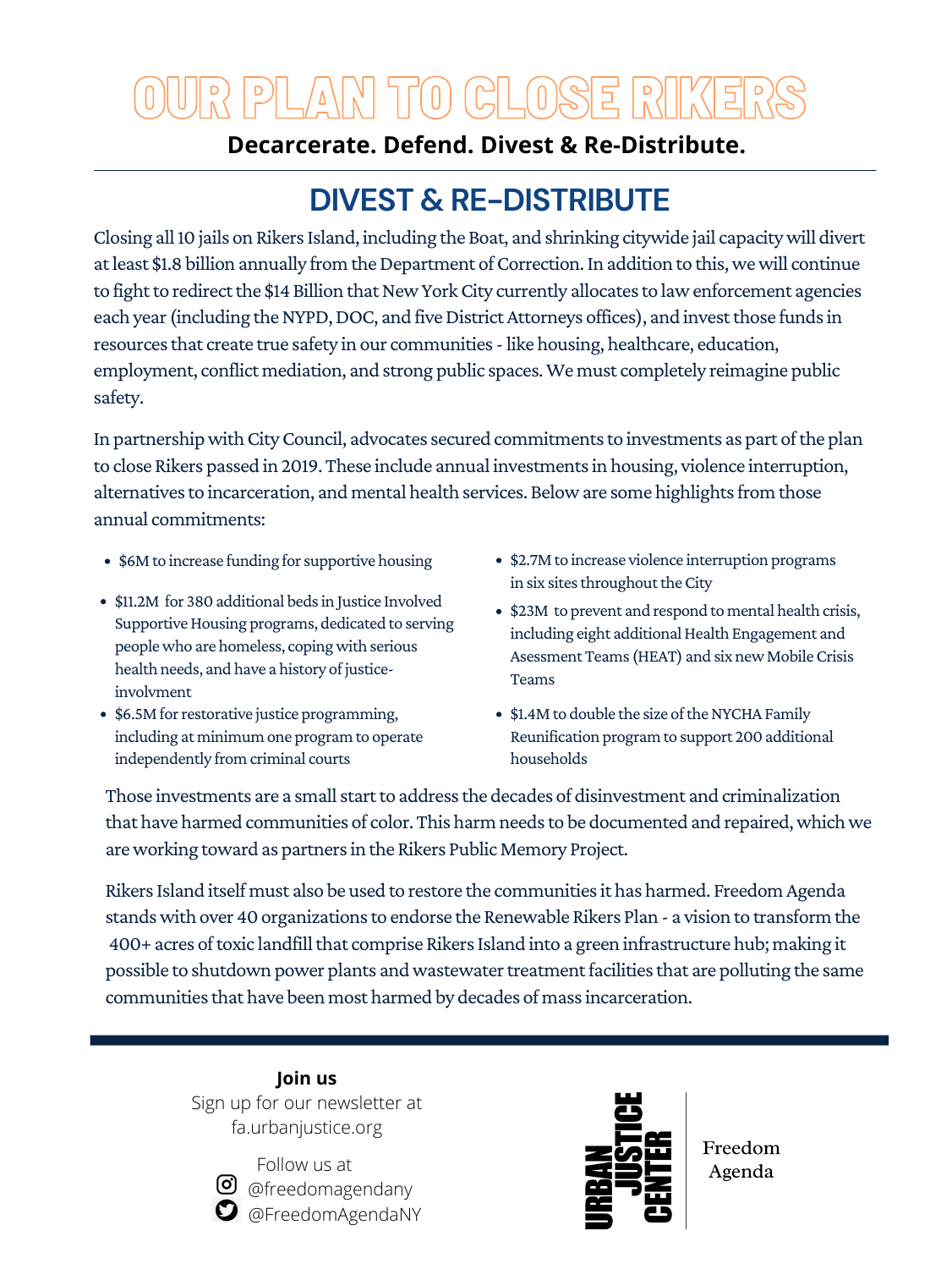# OUR PLAN TO CLOSE RIKERS

**Decarcerate. Defend. Divest & Re-Distribute.**

## DIVEST & RE-DISTRIBUTE

Closing all 10 jails on Rikers Island, including the Boat, and shrinking citywide jail capacity will divert at least $1.8 billion annually from the Department of Correction. In addition to this, we will continue to fight to redirect the $14 Billion that New York City currently allocates to law enforcement agencies each year (including the NYPD, DOC, and five District Attorneys offices), and invest those funds in resources that create true safety in our communities - like housing, healthcare, education, employment, conflict mediation, and strong public spaces. We must completely reimagine public safety.

In partnership with City Council, advocates secured commitments to investments as part of the plan to close Rikers passed in 2019. These include annual investments in housing, violence interruption, alternatives to incarceration, and mental health services. Below are some highlights from those annual commitments:

- $6M to increase funding for supportive housing
- $11.2M for 380 additional beds in Justice Involved Supportive Housing programs, dedicated to serving people who are homeless, coping with serious health needs, and have a history of justice-involvment
- $6.5M for restorative justice programming, including at minimum one program to operate independently from criminal courts
- $2.7M to increase violence interruption programs in six sites throughout the City
- $23M to prevent and respond to mental health crisis, including eight additional Health Engagement and Asessment Teams (HEAT) and six new Mobile Crisis Teams
- $1.4M to double the size of the NYCHA Family Reunification program to support 200 additional households

Those investments are a small start to address the decades of disinvestment and criminalization that have harmed communities of color. This harm needs to be documented and repaired, which we are working toward as partners in the Rikers Public Memory Project.

Rikers Island itself must also be used to restore the communities it has harmed. Freedom Agenda stands with over 40 organizations to endorse the Renewable Rikers Plan - a vision to transform the 400+ acres of toxic landfill that comprise Rikers Island into a green infrastructure hub; making it possible to shutdown power plants and wastewater treatment facilities that are polluting the same communities that have been most harmed by decades of mass incarceration.

**Join us**

Sign up for our newsletter at fa.urbanjustice.org

Follow us at
@freedomagendany
@FreedomAgendaNY

URBAN JUSTICE CENTER | Freedom Agenda